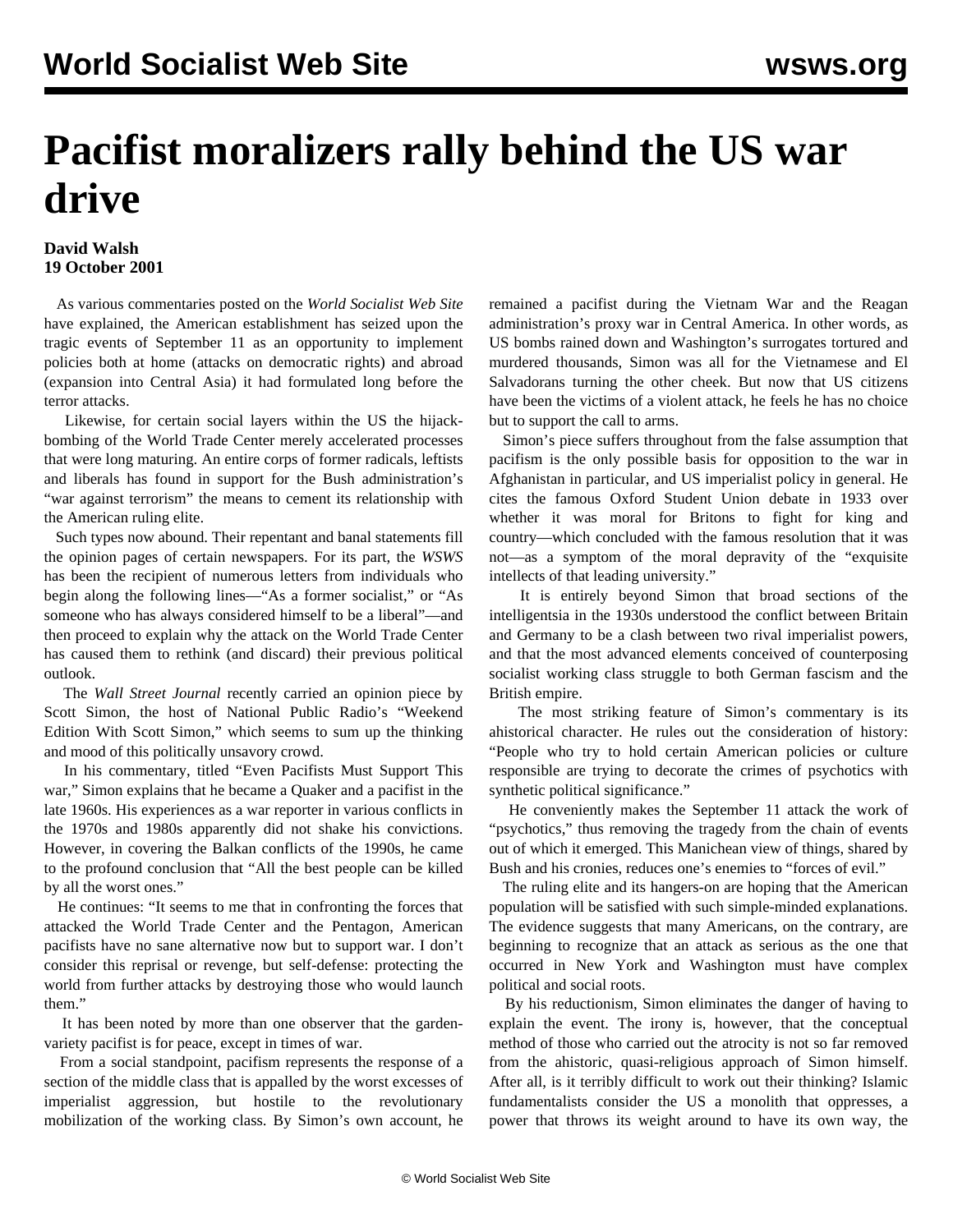# Pacifist moralizers rally behind the US war drive

**David Walsh**
**19 October 2001**

As various commentaries posted on the *World Socialist Web Site* have explained, the American establishment has seized upon the tragic events of September 11 as an opportunity to implement policies both at home (attacks on democratic rights) and abroad (expansion into Central Asia) it had formulated long before the terror attacks.

Likewise, for certain social layers within the US the hijack-bombing of the World Trade Center merely accelerated processes that were long maturing. An entire corps of former radicals, leftists and liberals has found in support for the Bush administration's "war against terrorism" the means to cement its relationship with the American ruling elite.

Such types now abound. Their repentant and banal statements fill the opinion pages of certain newspapers. For its part, the *WSWS* has been the recipient of numerous letters from individuals who begin along the following lines—"As a former socialist," or "As someone who has always considered himself to be a liberal"—and then proceed to explain why the attack on the World Trade Center has caused them to rethink (and discard) their previous political outlook.

The *Wall Street Journal* recently carried an opinion piece by Scott Simon, the host of National Public Radio's "Weekend Edition With Scott Simon," which seems to sum up the thinking and mood of this politically unsavory crowd.

In his commentary, titled "Even Pacifists Must Support This war," Simon explains that he became a Quaker and a pacifist in the late 1960s. His experiences as a war reporter in various conflicts in the 1970s and 1980s apparently did not shake his convictions. However, in covering the Balkan conflicts of the 1990s, he came to the profound conclusion that "All the best people can be killed by all the worst ones."

He continues: "It seems to me that in confronting the forces that attacked the World Trade Center and the Pentagon, American pacifists have no sane alternative now but to support war. I don't consider this reprisal or revenge, but self-defense: protecting the world from further attacks by destroying those who would launch them."

It has been noted by more than one observer that the garden-variety pacifist is for peace, except in times of war.

From a social standpoint, pacifism represents the response of a section of the middle class that is appalled by the worst excesses of imperialist aggression, but hostile to the revolutionary mobilization of the working class. By Simon's own account, he remained a pacifist during the Vietnam War and the Reagan administration's proxy war in Central America. In other words, as US bombs rained down and Washington's surrogates tortured and murdered thousands, Simon was all for the Vietnamese and El Salvadorans turning the other cheek. But now that US citizens have been the victims of a violent attack, he feels he has no choice but to support the call to arms.

Simon's piece suffers throughout from the false assumption that pacifism is the only possible basis for opposition to the war in Afghanistan in particular, and US imperialist policy in general. He cites the famous Oxford Student Union debate in 1933 over whether it was moral for Britons to fight for king and country—which concluded with the famous resolution that it was not—as a symptom of the moral depravity of the "exquisite intellects of that leading university."

It is entirely beyond Simon that broad sections of the intelligentsia in the 1930s understood the conflict between Britain and Germany to be a clash between two rival imperialist powers, and that the most advanced elements conceived of counterposing socialist working class struggle to both German fascism and the British empire.

The most striking feature of Simon's commentary is its ahistorical character. He rules out the consideration of history: "People who try to hold certain American policies or culture responsible are trying to decorate the crimes of psychotics with synthetic political significance."

He conveniently makes the September 11 attack the work of "psychotics," thus removing the tragedy from the chain of events out of which it emerged. This Manichean view of things, shared by Bush and his cronies, reduces one's enemies to "forces of evil."

The ruling elite and its hangers-on are hoping that the American population will be satisfied with such simple-minded explanations. The evidence suggests that many Americans, on the contrary, are beginning to recognize that an attack as serious as the one that occurred in New York and Washington must have complex political and social roots.

By his reductionism, Simon eliminates the danger of having to explain the event. The irony is, however, that the conceptual method of those who carried out the atrocity is not so far removed from the ahistoric, quasi-religious approach of Simon himself. After all, is it terribly difficult to work out their thinking? Islamic fundamentalists consider the US a monolith that oppresses, a power that throws its weight around to have its own way, the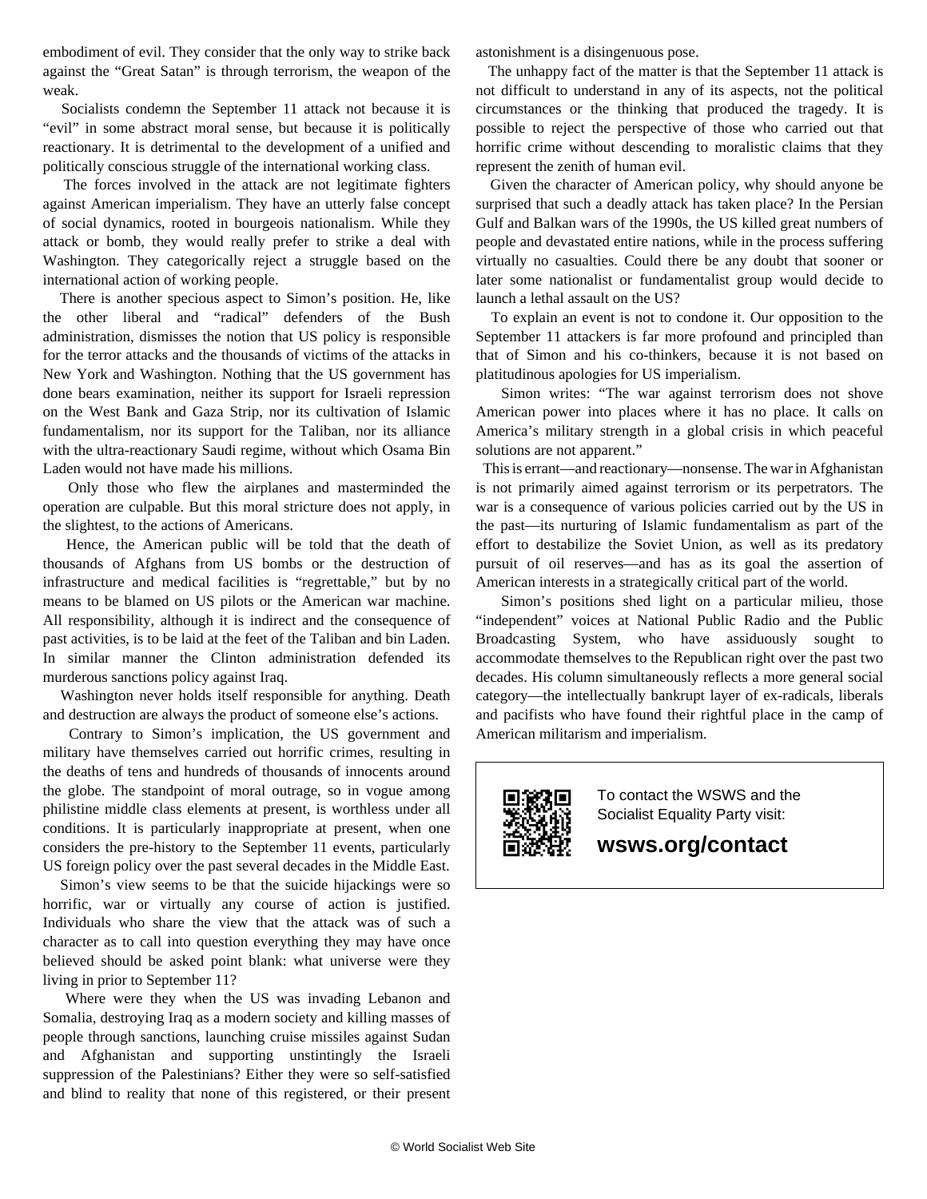embodiment of evil. They consider that the only way to strike back against the "Great Satan" is through terrorism, the weapon of the weak.

Socialists condemn the September 11 attack not because it is "evil" in some abstract moral sense, but because it is politically reactionary. It is detrimental to the development of a unified and politically conscious struggle of the international working class.

The forces involved in the attack are not legitimate fighters against American imperialism. They have an utterly false concept of social dynamics, rooted in bourgeois nationalism. While they attack or bomb, they would really prefer to strike a deal with Washington. They categorically reject a struggle based on the international action of working people.

There is another specious aspect to Simon's position. He, like the other liberal and "radical" defenders of the Bush administration, dismisses the notion that US policy is responsible for the terror attacks and the thousands of victims of the attacks in New York and Washington. Nothing that the US government has done bears examination, neither its support for Israeli repression on the West Bank and Gaza Strip, nor its cultivation of Islamic fundamentalism, nor its support for the Taliban, nor its alliance with the ultra-reactionary Saudi regime, without which Osama Bin Laden would not have made his millions.

Only those who flew the airplanes and masterminded the operation are culpable. But this moral stricture does not apply, in the slightest, to the actions of Americans.

Hence, the American public will be told that the death of thousands of Afghans from US bombs or the destruction of infrastructure and medical facilities is "regrettable," but by no means to be blamed on US pilots or the American war machine. All responsibility, although it is indirect and the consequence of past activities, is to be laid at the feet of the Taliban and bin Laden. In similar manner the Clinton administration defended its murderous sanctions policy against Iraq.

Washington never holds itself responsible for anything. Death and destruction are always the product of someone else's actions.

Contrary to Simon's implication, the US government and military have themselves carried out horrific crimes, resulting in the deaths of tens and hundreds of thousands of innocents around the globe. The standpoint of moral outrage, so in vogue among philistine middle class elements at present, is worthless under all conditions. It is particularly inappropriate at present, when one considers the pre-history to the September 11 events, particularly US foreign policy over the past several decades in the Middle East.

Simon's view seems to be that the suicide hijackings were so horrific, war or virtually any course of action is justified. Individuals who share the view that the attack was of such a character as to call into question everything they may have once believed should be asked point blank: what universe were they living in prior to September 11?

Where were they when the US was invading Lebanon and Somalia, destroying Iraq as a modern society and killing masses of people through sanctions, launching cruise missiles against Sudan and Afghanistan and supporting unstintingly the Israeli suppression of the Palestinians? Either they were so self-satisfied and blind to reality that none of this registered, or their present astonishment is a disingenuous pose.

The unhappy fact of the matter is that the September 11 attack is not difficult to understand in any of its aspects, not the political circumstances or the thinking that produced the tragedy. It is possible to reject the perspective of those who carried out that horrific crime without descending to moralistic claims that they represent the zenith of human evil.

Given the character of American policy, why should anyone be surprised that such a deadly attack has taken place? In the Persian Gulf and Balkan wars of the 1990s, the US killed great numbers of people and devastated entire nations, while in the process suffering virtually no casualties. Could there be any doubt that sooner or later some nationalist or fundamentalist group would decide to launch a lethal assault on the US?

To explain an event is not to condone it. Our opposition to the September 11 attackers is far more profound and principled than that of Simon and his co-thinkers, because it is not based on platitudinous apologies for US imperialism.

Simon writes: "The war against terrorism does not shove American power into places where it has no place. It calls on America's military strength in a global crisis in which peaceful solutions are not apparent."

This is errant—and reactionary—nonsense. The war in Afghanistan is not primarily aimed against terrorism or its perpetrators. The war is a consequence of various policies carried out by the US in the past—its nurturing of Islamic fundamentalism as part of the effort to destabilize the Soviet Union, as well as its predatory pursuit of oil reserves—and has as its goal the assertion of American interests in a strategically critical part of the world.

Simon's positions shed light on a particular milieu, those "independent" voices at National Public Radio and the Public Broadcasting System, who have assiduously sought to accommodate themselves to the Republican right over the past two decades. His column simultaneously reflects a more general social category—the intellectually bankrupt layer of ex-radicals, liberals and pacifists who have found their rightful place in the camp of American militarism and imperialism.

To contact the WSWS and the Socialist Equality Party visit:

**wsws.org/contact**